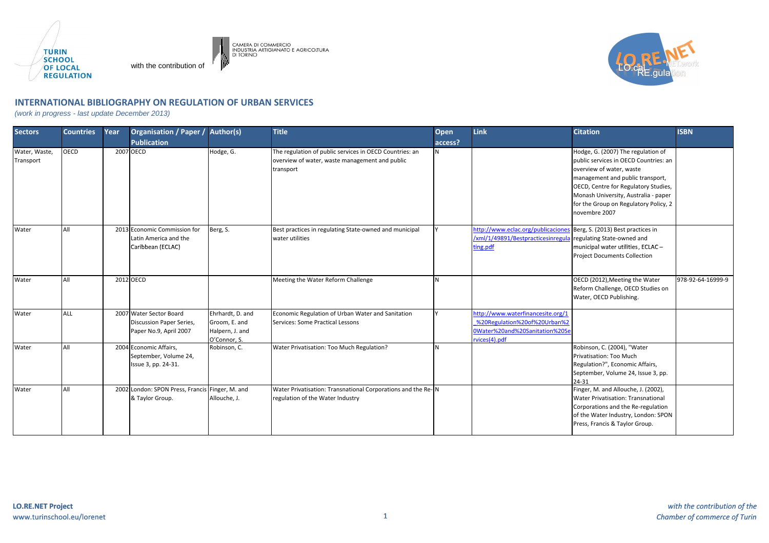TURIN SCHOOL OF LOCAL REGULATION

with the contribution of CAMERA DI COMMERCIO INDUSTRIA ARTIGIANATO E AGRICOLTURA DI TORINO

## INTERNATIONAL BIBLIOGRAPHY ON REGULATION OF URBAN SERVICES

*(work in progress - last update December 2013)*

| Sectors | Countries | Year | Organisation / Paper / Publication | Author(s) | Title | Open access? | Link | Citation | ISBN |
|---|---|---|---|---|---|---|---|---|---|
| Water, Waste, Transport | OECD | 2007 | OECD | Hodge, G. | The regulation of public services in OECD Countries: an overview of water, waste management and public transport | N | | Hodge, G. (2007) The regulation of public services in OECD Countries: an overview of water, waste management and public transport, OECD, Centre for Regulatory Studies, Monash University, Australia - paper for the Group on Regulatory Policy, 2 novembre 2007 | |
| Water | All | 2013 | Economic Commission for Latin America and the Caribbean (ECLAC) | Berg, S. | Best practices in regulating State-owned and municipal water utilities | Y | http://www.eclac.org/publicaciones/xml/1/49891/Bestpracticesinregulating.pdf | Berg, S. (2013) Best practices in regulating State-owned and municipal water utilities, ECLAC – Project Documents Collection | |
| Water | All | 2012 | OECD | | Meeting the Water Reform Challenge | N | | OECD (2012),Meeting the Water Reform Challenge, OECD Studies on Water, OECD Publishing. | 978-92-64-16999-9 |
| Water | ALL | 2007 | Water Sector Board Discussion Paper Series, Paper No.9, April 2007 | Ehrhardt, D. and Groom, E. and Halpern, J. and O'Connor, S. | Economic Regulation of Urban Water and Sanitation Services: Some Practical Lessons | Y | http://www.waterfinancesite.org/1_%20Regulation%20of%20Urban%20Water%20and%20Sanitation%20Services(4).pdf | | |
| Water | All | 2004 | Economic Affairs, September, Volume 24, Issue 3, pp. 24-31. | Robinson, C. | Water Privatisation: Too Much Regulation? | N | | Robinson, C. (2004), "Water Privatisation: Too Much Regulation?", Economic Affairs, September, Volume 24, Issue 3, pp. 24-31 | |
| Water | All | 2002 | London: SPON Press, Francis & Taylor Group. | Finger, M. and Allouche, J. | Water Privatisation: Transnational Corporations and the Re-regulation of the Water Industry | N | | Finger, M. and Allouche, J. (2002), Water Privatisation: Transnational Corporations and the Re-regulation of the Water Industry, London: SPON Press, Francis & Taylor Group. | |

**LO.RE.NET Project**
www.turinschool.eu/lorenet

*with the contribution of the Chamber of commerce of Turin*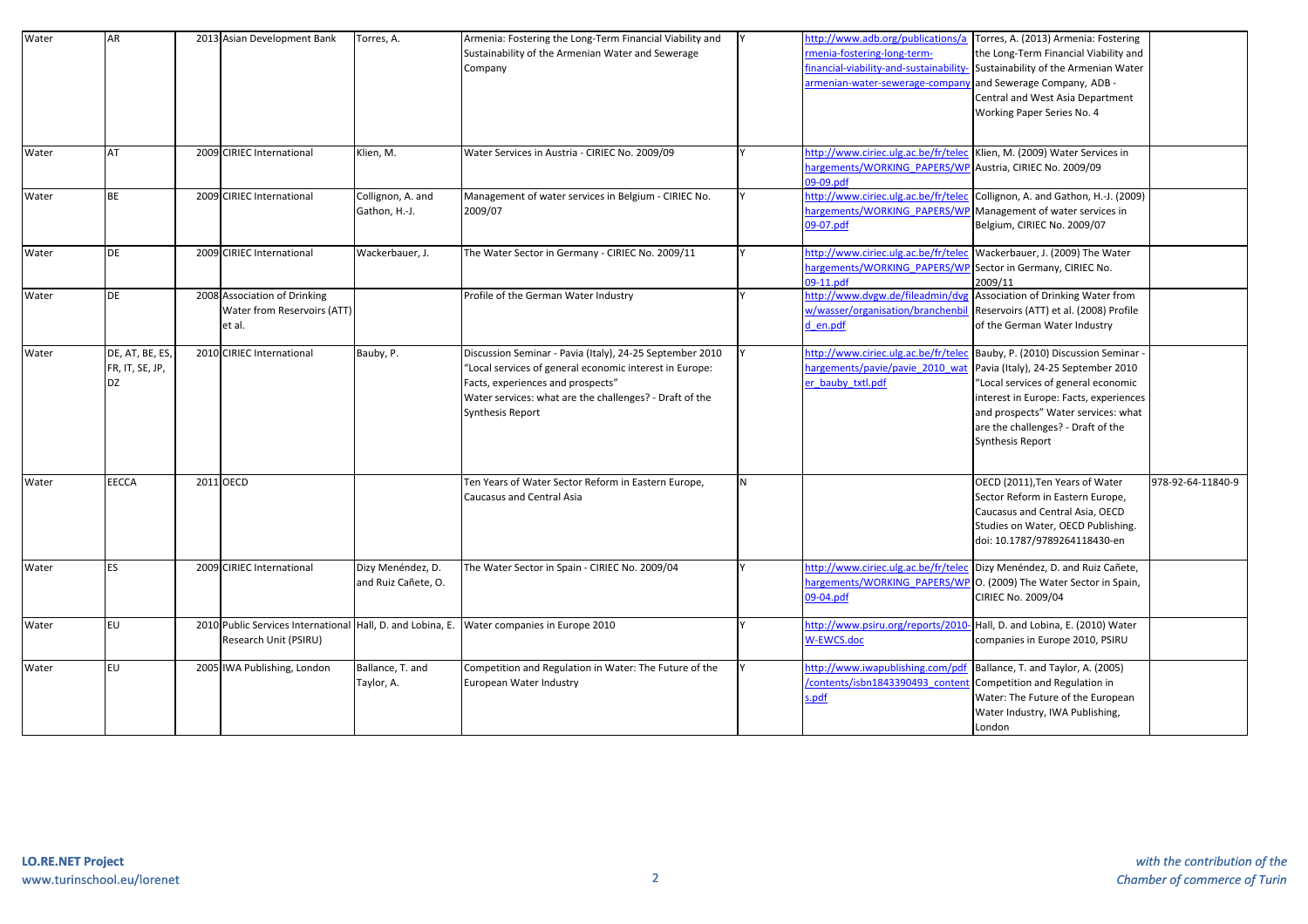| Water | AR | 2013 | Asian Development Bank | Torres, A. | Armenia: Fostering the Long-Term Financial Viability and Sustainability of the Armenian Water and Sewerage Company | Y | http://www.adb.org/publications/armenia-fostering-long-term-financial-viability-and-sustainability-armenian-water-sewerage-company | Torres, A. (2013) Armenia: Fostering the Long-Term Financial Viability and Sustainability of the Armenian Water and Sewerage Company, ADB - Central and West Asia Department Working Paper Series No. 4 | |
|---|---|---|---|---|---|---|---|---|---|
| Water | AT | 2009 | CIRIEC International | Klien, M. | Water Services in Austria - CIRIEC No. 2009/09 | Y | http://www.ciriec.ulg.ac.be/fr/telechargements/WORKING_PAPERS/WP09-09.pdf | Klien, M. (2009) Water Services in Austria, CIRIEC No. 2009/09 | |
| Water | BE | 2009 | CIRIEC International | Collignon, A. and Gathon, H.-J. | Management of water services in Belgium - CIRIEC No. 2009/07 | Y | http://www.ciriec.ulg.ac.be/fr/telechargements/WORKING_PAPERS/WP09-07.pdf | Collignon, A. and Gathon, H.-J. (2009) Management of water services in Belgium, CIRIEC No. 2009/07 | |
| Water | DE | 2009 | CIRIEC International | Wackerbauer, J. | The Water Sector in Germany - CIRIEC No. 2009/11 | Y | http://www.ciriec.ulg.ac.be/fr/telechargements/WORKING_PAPERS/WP09-11.pdf | Wackerbauer, J. (2009) The Water Sector in Germany, CIRIEC No. 2009/11 | |
| Water | DE | 2008 | Association of Drinking Water from Reservoirs (ATT) et al. | | Profile of the German Water Industry | Y | http://www.dvgw.de/fileadmin/dvgw/wasser/organisation/branchenbild_en.pdf | Association of Drinking Water from Reservoirs (ATT) et al. (2008) Profile of the German Water Industry | |
| Water | DE, AT, BE, ES, FR, IT, SE, JP, DZ | 2010 | CIRIEC International | Bauby, P. | Discussion Seminar - Pavia (Italy), 24-25 September 2010 "Local services of general economic interest in Europe: Facts, experiences and prospects" Water services: what are the challenges? - Draft of the Synthesis Report | Y | http://www.ciriec.ulg.ac.be/fr/telechargements/pavie/pavie_2010_water_bauby_txtl.pdf | Bauby, P. (2010) Discussion Seminar - Pavia (Italy), 24-25 September 2010 "Local services of general economic interest in Europe: Facts, experiences and prospects" Water services: what are the challenges? - Draft of the Synthesis Report | |
| Water | EECCA | 2011 | OECD | | Ten Years of Water Sector Reform in Eastern Europe, Caucasus and Central Asia | N | | OECD (2011),Ten Years of Water Sector Reform in Eastern Europe, Caucasus and Central Asia, OECD Studies on Water, OECD Publishing. doi: 10.1787/9789264118430-en | 978-92-64-11840-9 |
| Water | ES | 2009 | CIRIEC International | Dizy Menéndez, D. and Ruiz Cañete, O. | The Water Sector in Spain - CIRIEC No. 2009/04 | Y | http://www.ciriec.ulg.ac.be/fr/telechargements/WORKING_PAPERS/WP09-04.pdf | Dizy Menéndez, D. and Ruiz Cañete, O. (2009) The Water Sector in Spain, CIRIEC No. 2009/04 | |
| Water | EU | 2010 | Public Services International Research Unit (PSIRU) | Hall, D. and Lobina, E. | Water companies in Europe 2010 | Y | http://www.psiru.org/reports/2010-W-EWCS.doc | Hall, D. and Lobina, E. (2010) Water companies in Europe 2010, PSIRU | |
| Water | EU | 2005 | IWA Publishing, London | Ballance, T. and Taylor, A. | Competition and Regulation in Water: The Future of the European Water Industry | Y | http://www.iwapublishing.com/pdf/contents/isbn1843390493_contents.pdf | Ballance, T. and Taylor, A. (2005) Competition and Regulation in Water: The Future of the European Water Industry, IWA Publishing, London | |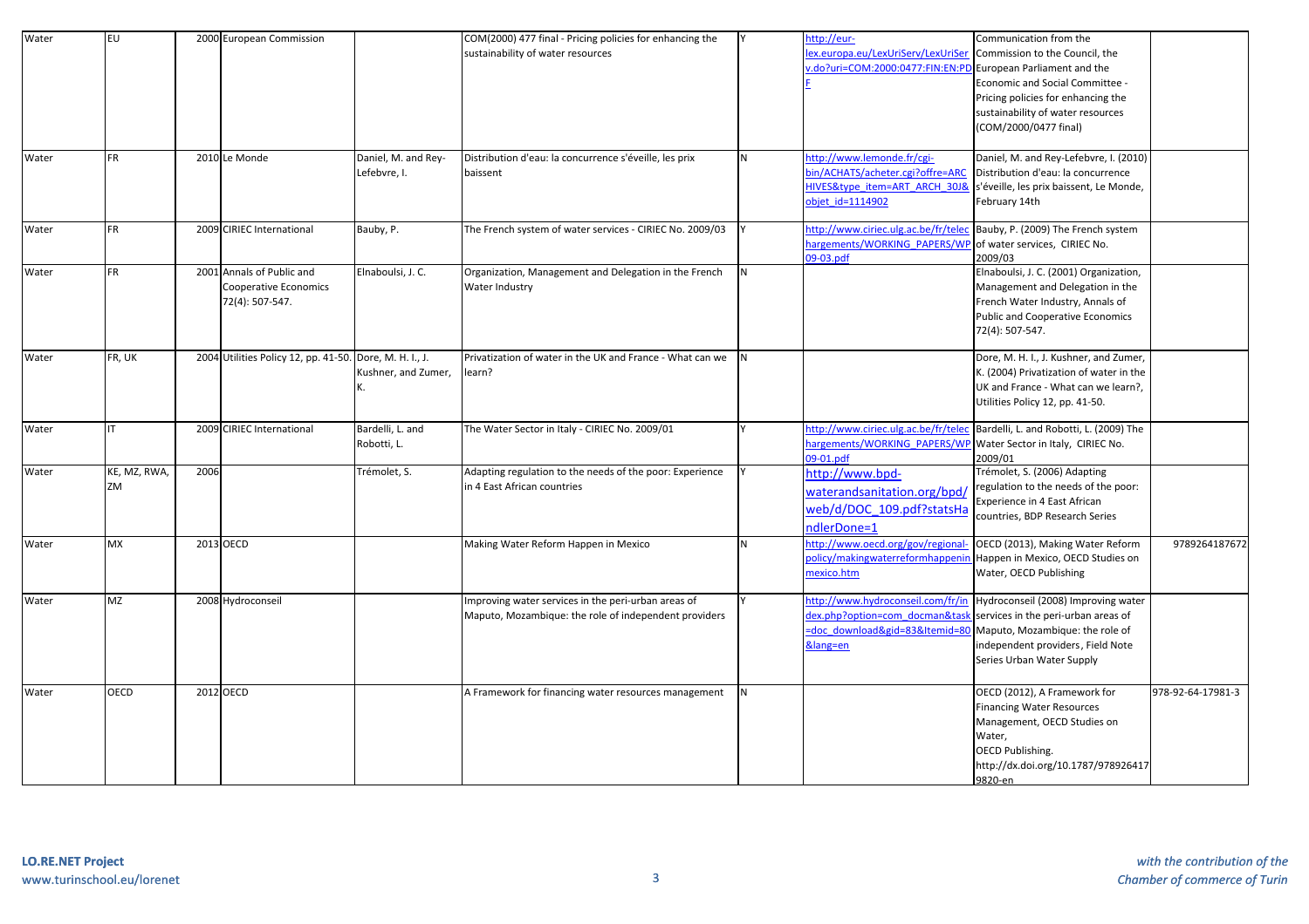| Water | EU | 2000 | European Commission | | COM(2000) 477 final - Pricing policies for enhancing the sustainability of water resources | Y | http://eur-lex.europa.eu/LexUriServ/LexUriServ.do?uri=COM:2000:0477:FIN:EN:PDF | Communication from the Commission to the Council, the European Parliament and the Economic and Social Committee - Pricing policies for enhancing the sustainability of water resources (COM/2000/0477 final) | |
|---|---|---|---|---|---|---|---|---|---|
| Water | FR | 2010 | Le Monde | Daniel, M. and Rey-Lefebvre, I. | Distribution d'eau: la concurrence s'éveille, les prix baissent | N | http://www.lemonde.fr/cgi-bin/ACHATS/acheter.cgi?offre=ARCHIVES&type_item=ART_ARCH_30J&objet_id=1114902 | Daniel, M. and Rey-Lefebvre, I. (2010) Distribution d'eau: la concurrence s'éveille, les prix baissent, Le Monde, February 14th | |
| Water | FR | 2009 | CIRIEC International | Bauby, P. | The French system of water services - CIRIEC No. 2009/03 | Y | http://www.ciriec.ulg.ac.be/fr/telechargements/WORKING_PAPERS/WP09-03.pdf | Bauby, P. (2009) The French system of water services, CIRIEC No. 2009/03 | |
| Water | FR | 2001 | Annals of Public and Cooperative Economics 72(4): 507-547. | Elnaboulsi, J. C. | Organization, Management and Delegation in the French Water Industry | N | | Elnaboulsi, J. C. (2001) Organization, Management and Delegation in the French Water Industry, Annals of Public and Cooperative Economics 72(4): 507-547. | |
| Water | FR, UK | 2004 | Utilities Policy 12, pp. 41-50. | Dore, M. H. I., J. Kushner, and Zumer, K. | Privatization of water in the UK and France - What can we learn? | N | | Dore, M. H. I., J. Kushner, and Zumer, K. (2004) Privatization of water in the UK and France - What can we learn?, Utilities Policy 12, pp. 41-50. | |
| Water | IT | 2009 | CIRIEC International | Bardelli, L. and Robotti, L. | The Water Sector in Italy - CIRIEC No. 2009/01 | Y | http://www.ciriec.ulg.ac.be/fr/telechargements/WORKING_PAPERS/WP09-01.pdf | Bardelli, L. and Robotti, L. (2009) The Water Sector in Italy, CIRIEC No. 2009/01 | |
| Water | KE, MZ, RWA, ZM | 2006 | | Trémolet, S. | Adapting regulation to the needs of the poor: Experience in 4 East African countries | Y | http://www.bpd-waterandsanitation.org/bpd/web/d/DOC_109.pdf?statsHandlerDone=1 | Trémolet, S. (2006) Adapting regulation to the needs of the poor: Experience in 4 East African countries, BDP Research Series | |
| Water | MX | 2013 | OECD | | Making Water Reform Happen in Mexico | N | http://www.oecd.org/gov/regional-policy/makingwaterreformhappeninmexico.htm | OECD (2013), Making Water Reform Happen in Mexico, OECD Studies on Water, OECD Publishing | 9789264187672 |
| Water | MZ | 2008 | Hydroconseil | | Improving water services in the peri-urban areas of Maputo, Mozambique: the role of independent providers | Y | http://www.hydroconseil.com/fr/index.php?option=com_docman&task=doc_download&gid=83&Itemid=80&lang=en | Hydroconseil (2008) Improving water services in the peri-urban areas of Maputo, Mozambique: the role of independent providers, Field Note Series Urban Water Supply | |
| Water | OECD | 2012 | OECD | | A Framework for financing water resources management | N | | OECD (2012), A Framework for Financing Water Resources Management, OECD Studies on Water, OECD Publishing. http://dx.doi.org/10.1787/9789264179820-en | 978-92-64-17981-3 |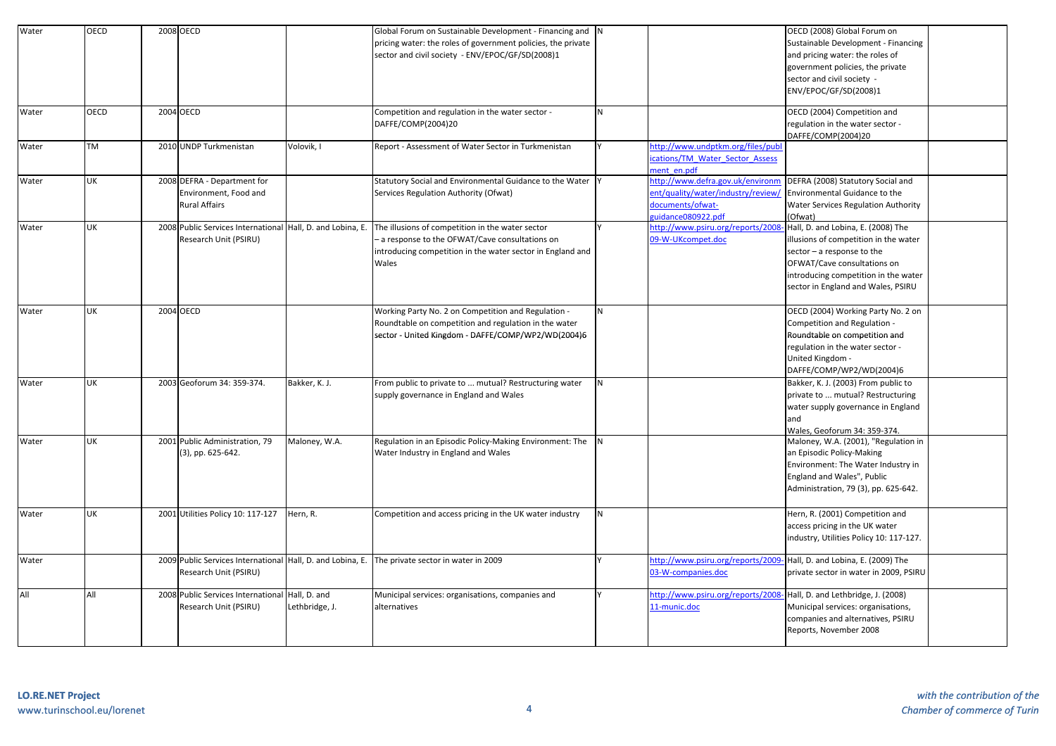| Water | OECD | 2008 | OECD | | Global Forum on Sustainable Development - Financing and pricing water: the roles of government policies, the private sector and civil society - ENV/EPOC/GF/SD(2008)1 | N | | OECD (2008) Global Forum on Sustainable Development - Financing and pricing water: the roles of government policies, the private sector and civil society - ENV/EPOC/GF/SD(2008)1 | |
|---|---|---|---|---|---|---|---|---|---|
| Water | OECD | 2004 | OECD | | Competition and regulation in the water sector - DAFFE/COMP(2004)20 | N | | OECD (2004) Competition and regulation in the water sector - DAFFE/COMP(2004)20 | |
| Water | TM | 2010 | UNDP Turkmenistan | Volovik, I | Report - Assessment of Water Sector in Turkmenistan | Y | http://www.undptkm.org/files/publications/TM_Water_Sector_Assessment_en.pdf | | |
| Water | UK | 2008 | DEFRA - Department for Environment, Food and Rural Affairs | | Statutory Social and Environmental Guidance to the Water Services Regulation Authority (Ofwat) | Y | http://www.defra.gov.uk/environment/quality/water/industry/review/documents/ofwat-guidance080922.pdf | DEFRA (2008) Statutory Social and Environmental Guidance to the Water Services Regulation Authority (Ofwat) | |
| Water | UK | 2008 | Public Services International Research Unit (PSIRU) | Hall, D. and Lobina, E. | The illusions of competition in the water sector – a response to the OFWAT/Cave consultations on introducing competition in the water sector in England and Wales | Y | http://www.psiru.org/reports/2008-09-W-UKcompet.doc | Hall, D. and Lobina, E. (2008) The illusions of competition in the water sector – a response to the OFWAT/Cave consultations on introducing competition in the water sector in England and Wales, PSIRU | |
| Water | UK | 2004 | OECD | | Working Party No. 2 on Competition and Regulation - Roundtable on competition and regulation in the water sector - United Kingdom - DAFFE/COMP/WP2/WD(2004)6 | N | | OECD (2004) Working Party No. 2 on Competition and Regulation - Roundtable on competition and regulation in the water sector - United Kingdom - DAFFE/COMP/WP2/WD(2004)6 | |
| Water | UK | 2003 | Geoforum 34: 359-374. | Bakker, K. J. | From public to private to ... mutual? Restructuring water supply governance in England and Wales | N | | Bakker, K. J. (2003) From public to private to ... mutual? Restructuring water supply governance in England and Wales, Geoforum 34: 359-374. | |
| Water | UK | 2001 | Public Administration, 79 (3), pp. 625-642. | Maloney, W.A. | Regulation in an Episodic Policy-Making Environment: The Water Industry in England and Wales | N | | Maloney, W.A. (2001), "Regulation in an Episodic Policy-Making Environment: The Water Industry in England and Wales", Public Administration, 79 (3), pp. 625-642. | |
| Water | UK | 2001 | Utilities Policy 10: 117-127 | Hern, R. | Competition and access pricing in the UK water industry | N | | Hern, R. (2001) Competition and access pricing in the UK water industry, Utilities Policy 10: 117-127. | |
| Water | | 2009 | Public Services International Research Unit (PSIRU) | Hall, D. and Lobina, E. | The private sector in water in 2009 | Y | http://www.psiru.org/reports/2009-03-W-companies.doc | Hall, D. and Lobina, E. (2009) The private sector in water in 2009, PSIRU | |
| All | All | 2008 | Public Services International Research Unit (PSIRU) | Hall, D. and Lethbridge, J. | Municipal services: organisations, companies and alternatives | Y | http://www.psiru.org/reports/2008-11-munic.doc | Hall, D. and Lethbridge, J. (2008) Municipal services: organisations, companies and alternatives, PSIRU Reports, November 2008 | |

**LO.RE.NET Project**
www.turinschool.eu/lorenet

*with the contribution of the Chamber of commerce of Turin*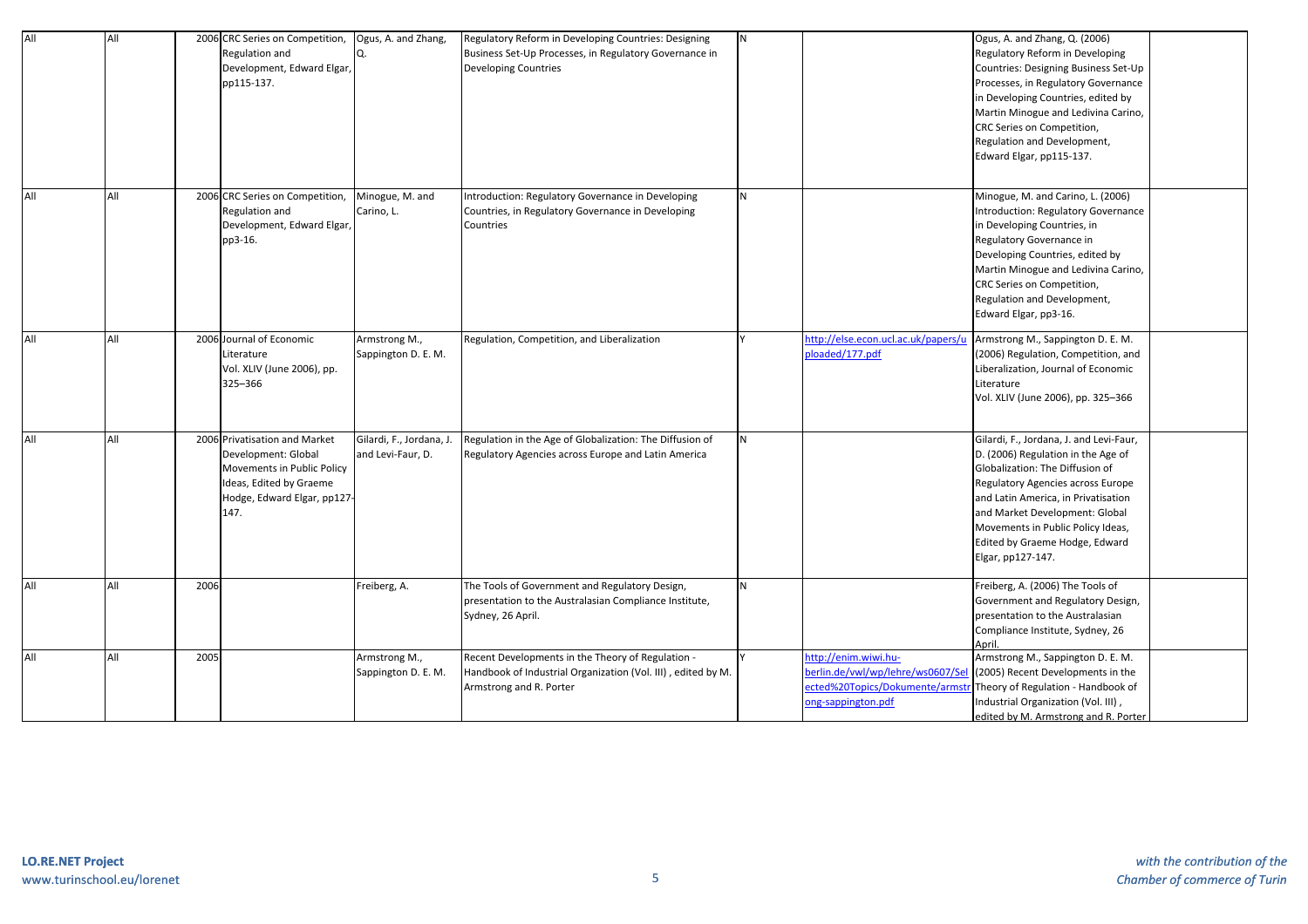| | | | | | | | | | |
|---|---|---|---|---|---|---|---|---|---|
| All | All | 2006 | CRC Series on Competition, Regulation and Development, Edward Elgar, pp115-137. | Ogus, A. and Zhang, Q. | Regulatory Reform in Developing Countries: Designing Business Set-Up Processes, in Regulatory Governance in Developing Countries | N | | Ogus, A. and Zhang, Q. (2006) Regulatory Reform in Developing Countries: Designing Business Set-Up Processes, in Regulatory Governance in Developing Countries, edited by Martin Minogue and Ledivina Carino, CRC Series on Competition, Regulation and Development, Edward Elgar, pp115-137. | |
| All | All | 2006 | CRC Series on Competition, Regulation and Development, Edward Elgar, pp3-16. | Minogue, M. and Carino, L. | Introduction: Regulatory Governance in Developing Countries, in Regulatory Governance in Developing Countries | N | | Minogue, M. and Carino, L. (2006) Introduction: Regulatory Governance in Developing Countries, in Regulatory Governance in Developing Countries, edited by Martin Minogue and Ledivina Carino, CRC Series on Competition, Regulation and Development, Edward Elgar, pp3-16. | |
| All | All | 2006 | Journal of Economic Literature Vol. XLIV (June 2006), pp. 325–366 | Armstrong M., Sappington D. E. M. | Regulation, Competition, and Liberalization | Y | http://else.econ.ucl.ac.uk/papers/uploaded/177.pdf | Armstrong M., Sappington D. E. M. (2006) Regulation, Competition, and Liberalization, Journal of Economic Literature Vol. XLIV (June 2006), pp. 325–366 | |
| All | All | 2006 | Privatisation and Market Development: Global Movements in Public Policy Ideas, Edited by Graeme Hodge, Edward Elgar, pp127-147. | Gilardi, F., Jordana, J. and Levi-Faur, D. | Regulation in the Age of Globalization: The Diffusion of Regulatory Agencies across Europe and Latin America | N | | Gilardi, F., Jordana, J. and Levi-Faur, D. (2006) Regulation in the Age of Globalization: The Diffusion of Regulatory Agencies across Europe and Latin America, in Privatisation and Market Development: Global Movements in Public Policy Ideas, Edited by Graeme Hodge, Edward Elgar, pp127-147. | |
| All | All | 2006 | | Freiberg, A. | The Tools of Government and Regulatory Design, presentation to the Australasian Compliance Institute, Sydney, 26 April. | N | | Freiberg, A. (2006) The Tools of Government and Regulatory Design, presentation to the Australasian Compliance Institute, Sydney, 26 April. | |
| All | All | 2005 | | Armstrong M., Sappington D. E. M. | Recent Developments in the Theory of Regulation - Handbook of Industrial Organization (Vol. III) , edited by M. Armstrong and R. Porter | Y | http://enim.wiwi.hu-berlin.de/vwl/wp/lehre/ws0607/Selected%20Topics/Dokumente/armstrong-sappington.pdf | Armstrong M., Sappington D. E. M. (2005) Recent Developments in the Theory of Regulation - Handbook of Industrial Organization (Vol. III) , edited by M. Armstrong and R. Porter | |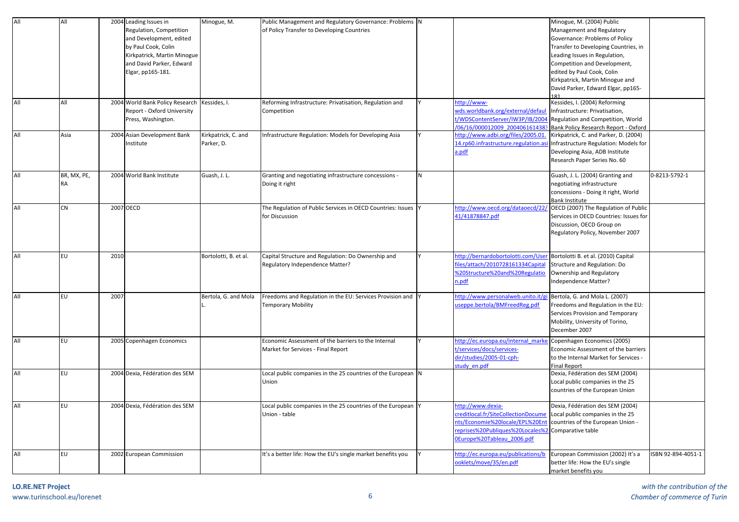| All | All | 2004 | Leading Issues in Regulation, Competition and Development, edited by Paul Cook, Colin Kirkpatrick, Martin Minogue and David Parker, Edward Elgar, pp165-181. | Minogue, M. | Public Management and Regulatory Governance: Problems of Policy Transfer to Developing Countries | N | | Minogue, M. (2004) Public Management and Regulatory Governance: Problems of Policy Transfer to Developing Countries, in Leading Issues in Regulation, Competition and Development, edited by Paul Cook, Colin Kirkpatrick, Martin Minogue and David Parker, Edward Elgar, pp165-181 | |
|---|---|---|---|---|---|---|---|---|---|
| All | All | 2004 | World Bank Policy Research Report - Oxford University Press, Washington. | Kessides, I. | Reforming Infrastructure: Privatisation, Regulation and Competition | Y | http://www-wds.worldbank.org/external/default/WDSContentServer/IW3P/IB/2004/06/16/000012009_2004061614383 | Kessides, I. (2004) Reforming Infrastructure: Privatisation, Regulation and Competition, World Bank Policy Research Report - Oxford | |
| All | Asia | 2004 | Asian Development Bank Institute | Kirkpatrick, C. and Parker, D. | Infrastructure Regulation: Models for Developing Asia | Y | http://www.adbi.org/files/2005.01.14.rp60.infrastructure.regulation.asia.pdf | Kirkpatrick, C. and Parker, D. (2004) Infrastructure Regulation: Models for Developing Asia, ADB Institute Research Paper Series No. 60 | |
| All | BR, MX, PE, RA | 2004 | World Bank Institute | Guash, J. L. | Granting and negotiating infrastructure concessions - Doing it right | N | | Guash, J. L. (2004) Granting and negotiating infrastructure concessions - Doing it right, World Bank Institute | 0-8213-5792-1 |
| All | CN | 2007 | OECD | | The Regulation of Public Services in OECD Countries: Issues for Discussion | Y | http://www.oecd.org/dataoecd/22/41/41878847.pdf | OECD (2007) The Regulation of Public Services in OECD Countries: Issues for Discussion, OECD Group on Regulatory Policy, November 2007 | |
| All | EU | 2010 | | Bortolotti, B. et al. | Capital Structure and Regulation: Do Ownership and Regulatory Independence Matter? | Y | http://bernardobortolotti.com/Userfiles/attach/2010728161334Capital%20Structure%20and%20Regulation.pdf | Bortolotti B. et al. (2010) Capital Structure and Regulation: Do Ownership and Regulatory Independence Matter? | |
| All | EU | 2007 | | Bertola, G. and Mola L. | Freedoms and Regulation in the EU: Services Provision and Temporary Mobility | Y | http://www.personalweb.unito.it/giuseppe.bertola/BMFreedReg.pdf | Bertola, G. and Mola L. (2007) Freedoms and Regulation in the EU: Services Provision and Temporary Mobility, University of Torino, December 2007 | |
| All | EU | 2005 | Copenhagen Economics | | Economic Assessment of the barriers to the Internal Market for Services - Final Report | Y | http://ec.europa.eu/internal_market/services/docs/services-dir/studies/2005-01-cph-study_en.pdf | Copenhagen Economics (2005) Economic Assessment of the barriers to the Internal Market for Services - Final Report | |
| All | EU | 2004 | Dexia, Fédération des SEM | | Local public companies in the 25 countries of the European Union | N | | Dexia, Fédération des SEM (2004) Local public companies in the 25 countries of the European Union | |
| All | EU | 2004 | Dexia, Fédération des SEM | | Local public companies in the 25 countries of the European Union - table | Y | http://www.dexia-creditlocal.fr/SiteCollectionDocuments/Economie%20locale/EPL%20Entreprises%20Publiques%20Locales%20Europe%20Tableau_2006.pdf | Dexia, Fédération des SEM (2004) Local public companies in the 25 countries of the European Union - Comparative table | |
| All | EU | 2002 | European Commission | | It's a better life: How the EU's single market benefits you | Y | http://ec.europa.eu/publications/booklets/move/35/en.pdf | European Commission (2002) It's a better life: How the EU's single market benefits you | ISBN 92-894-4051-1 |

**LO.RE.NET Project**
www.turinschool.eu/lorenet

*with the contribution of the Chamber of commerce of Turin*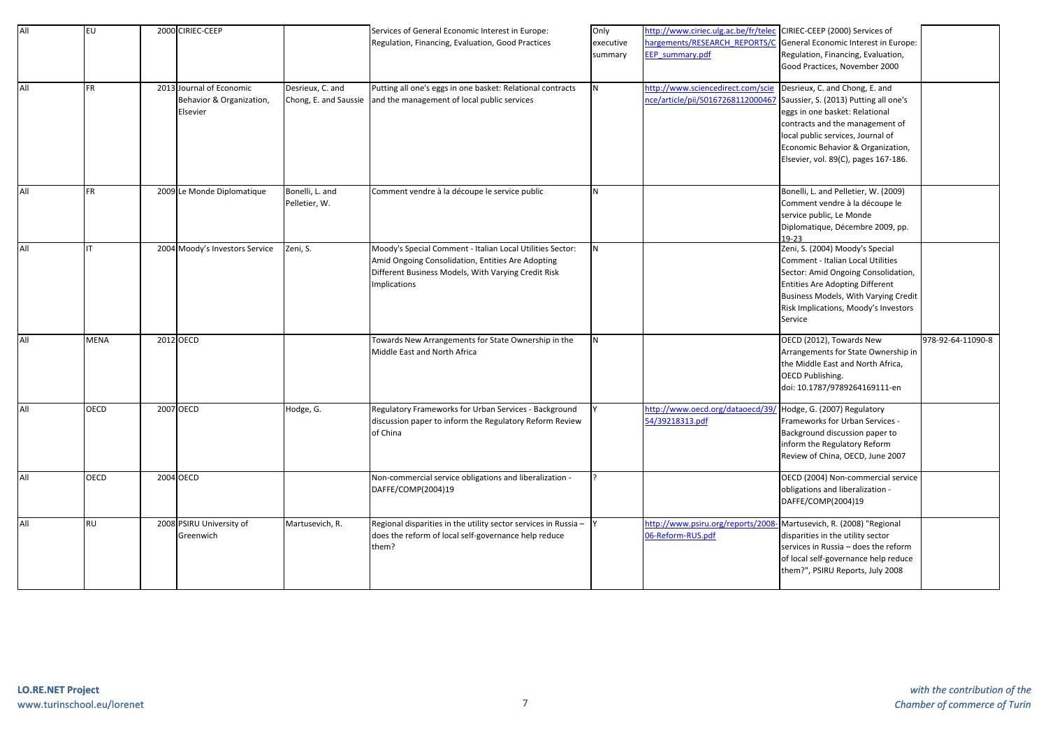| | | | | | | | | | |
|---|---|---|---|---|---|---|---|---|---|
| All | EU | 2000 | CIRIEC-CEEP | | Services of General Economic Interest in Europe: Regulation, Financing, Evaluation, Good Practices | Only executive summary | http://www.ciriec.ulg.ac.be/fr/telechargements/RESEARCH_REPORTS/CEEP_summary.pdf | CIRIEC-CEEP (2000) Services of General Economic Interest in Europe: Regulation, Financing, Evaluation, Good Practices, November 2000 | |
| All | FR | 2013 | Journal of Economic Behavior & Organization, Elsevier | Desrieux, C. and Chong, E. and Saussie | Putting all one's eggs in one basket: Relational contracts and the management of local public services | N | http://www.sciencedirect.com/science/article/pii/S0167268112000467 | Desrieux, C. and Chong, E. and Saussier, S. (2013) Putting all one's eggs in one basket: Relational contracts and the management of local public services, Journal of Economic Behavior & Organization, Elsevier, vol. 89(C), pages 167-186. | |
| All | FR | 2009 | Le Monde Diplomatique | Bonelli, L. and Pelletier, W. | Comment vendre à la découpe le service public | N | | Bonelli, L. and Pelletier, W. (2009) Comment vendre à la découpe le service public, Le Monde Diplomatique, Décembre 2009, pp. 19-23 | |
| All | IT | 2004 | Moody's Investors Service | Zeni, S. | Moody's Special Comment - Italian Local Utilities Sector: Amid Ongoing Consolidation, Entities Are Adopting Different Business Models, With Varying Credit Risk Implications | N | | Zeni, S. (2004) Moody's Special Comment - Italian Local Utilities Sector: Amid Ongoing Consolidation, Entities Are Adopting Different Business Models, With Varying Credit Risk Implications, Moody's Investors Service | |
| All | MENA | 2012 | OECD | | Towards New Arrangements for State Ownership in the Middle East and North Africa | N | | OECD (2012), Towards New Arrangements for State Ownership in the Middle East and North Africa, OECD Publishing. doi: 10.1787/9789264169111-en | 978-92-64-11090-8 |
| All | OECD | 2007 | OECD | Hodge, G. | Regulatory Frameworks for Urban Services - Background discussion paper to inform the Regulatory Reform Review of China | Y | http://www.oecd.org/dataoecd/39/54/39218313.pdf | Hodge, G. (2007) Regulatory Frameworks for Urban Services - Background discussion paper to inform the Regulatory Reform Review of China, OECD, June 2007 | |
| All | OECD | 2004 | OECD | | Non-commercial service obligations and liberalization - DAFFE/COMP(2004)19 | ? | | OECD (2004) Non-commercial service obligations and liberalization - DAFFE/COMP(2004)19 | |
| All | RU | 2008 | PSIRU University of Greenwich | Martusevich, R. | Regional disparities in the utility sector services in Russia – does the reform of local self-governance help reduce them? | Y | http://www.psiru.org/reports/2008-06-Reform-RUS.pdf | Martusevich, R. (2008) "Regional disparities in the utility sector services in Russia – does the reform of local self-governance help reduce them?", PSIRU Reports, July 2008 | |